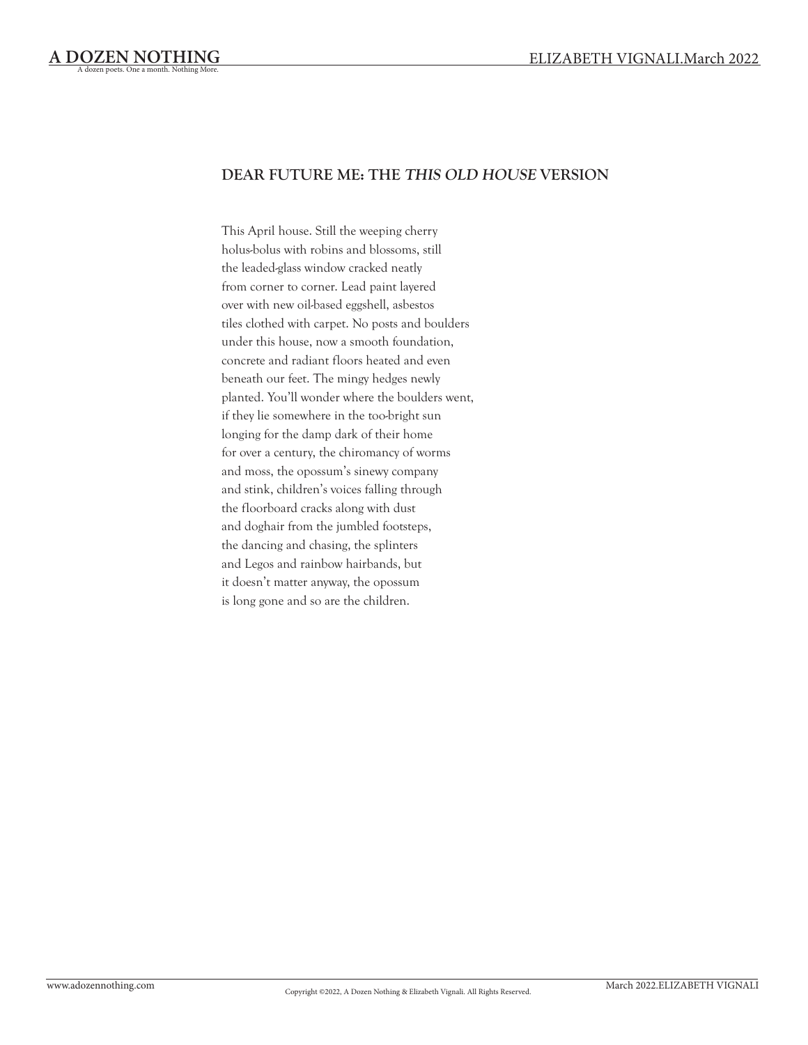## DEAR FUTURE ME: THE *THIS OLD HOUSE* VERSION

This April house. Still the weeping cherry  
holus-bolus with robins and blossoms, still  
the leaded-glass window cracked neatly  
from corner to corner. Lead paint layered  
over with new oil-based eggshell, asbestos  
tiles clothed with carpet. No posts and boulders  
under this house, now a smooth foundation,  
concrete and radiant floors heated and even  
beneath our feet. The mingy hedges newly  
planted. You'll wonder where the boulders went,  
if they lie somewhere in the too-bright sun  
longing for the damp dark of their home  
for over a century, the chiromancy of worms  
and moss, the opossum's sinewy company  
and stink, children's voices falling through  
the floorboard cracks along with dust  
and doghair from the jumbled footsteps,  
the dancing and chasing, the splinters  
and Legos and rainbow hairbands, but  
it doesn't matter anyway, the opossum  
is long gone and so are the children.

Copyright ©2022, A Dozen Nothing & Elizabeth Vignali. All Rights Reserved.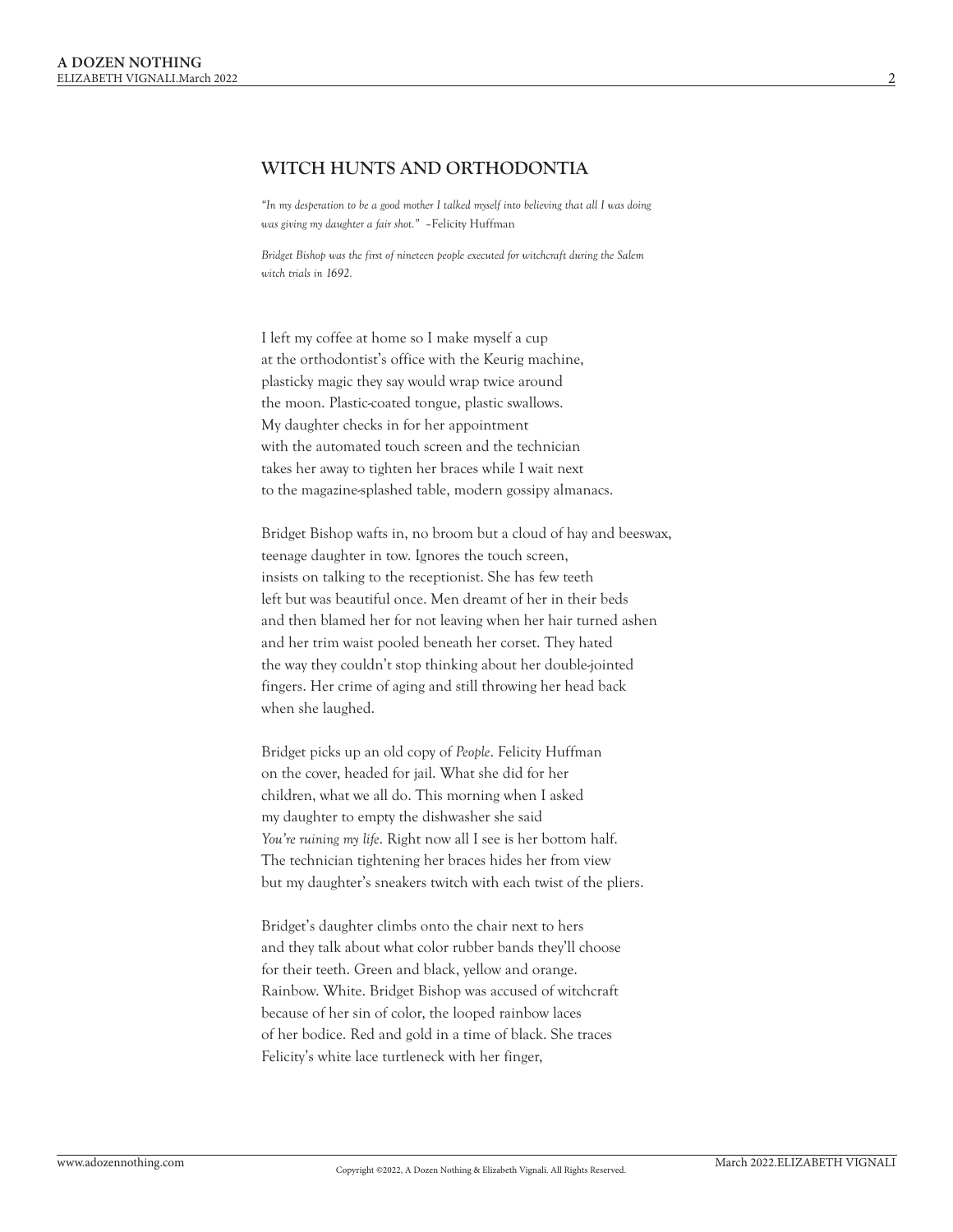## WITCH HUNTS AND ORTHODONTIA

*"In my desperation to be a good mother I talked myself into believing that all I was doing was giving my daughter a fair shot."* –Felicity Huffman

*Bridget Bishop was the first of nineteen people executed for witchcraft during the Salem witch trials in 1692.*

I left my coffee at home so I make myself a cup  
at the orthodontist's office with the Keurig machine,  
plasticky magic they say would wrap twice around  
the moon. Plastic-coated tongue, plastic swallows.  
My daughter checks in for her appointment  
with the automated touch screen and the technician  
takes her away to tighten her braces while I wait next  
to the magazine-splashed table, modern gossipy almanacs.

Bridget Bishop wafts in, no broom but a cloud of hay and beeswax,  
teenage daughter in tow. Ignores the touch screen,  
insists on talking to the receptionist. She has few teeth  
left but was beautiful once. Men dreamt of her in their beds  
and then blamed her for not leaving when her hair turned ashen  
and her trim waist pooled beneath her corset. They hated  
the way they couldn't stop thinking about her double-jointed  
fingers. Her crime of aging and still throwing her head back  
when she laughed.

Bridget picks up an old copy of *People*. Felicity Huffman  
on the cover, headed for jail. What she did for her  
children, what we all do. This morning when I asked  
my daughter to empty the dishwasher she said  
*You're ruining my life*. Right now all I see is her bottom half.  
The technician tightening her braces hides her from view  
but my daughter's sneakers twitch with each twist of the pliers.

Bridget's daughter climbs onto the chair next to hers  
and they talk about what color rubber bands they'll choose  
for their teeth. Green and black, yellow and orange.  
Rainbow. White. Bridget Bishop was accused of witchcraft  
because of her sin of color, the looped rainbow laces  
of her bodice. Red and gold in a time of black. She traces  
Felicity's white lace turtleneck with her finger,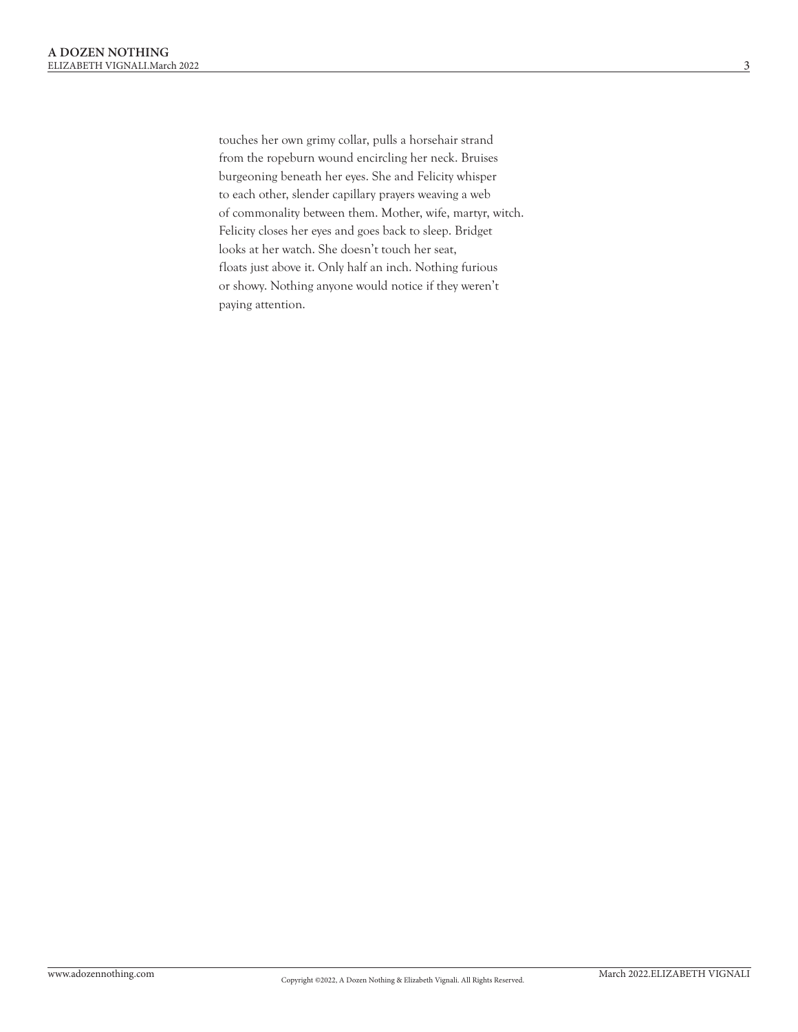touches her own grimy collar, pulls a horsehair strand
from the ropeburn wound encircling her neck. Bruises
burgeoning beneath her eyes. She and Felicity whisper
to each other, slender capillary prayers weaving a web
of commonality between them. Mother, wife, martyr, witch.
Felicity closes her eyes and goes back to sleep. Bridget
looks at her watch. She doesn't touch her seat,
floats just above it. Only half an inch. Nothing furious
or showy. Nothing anyone would notice if they weren't
paying attention.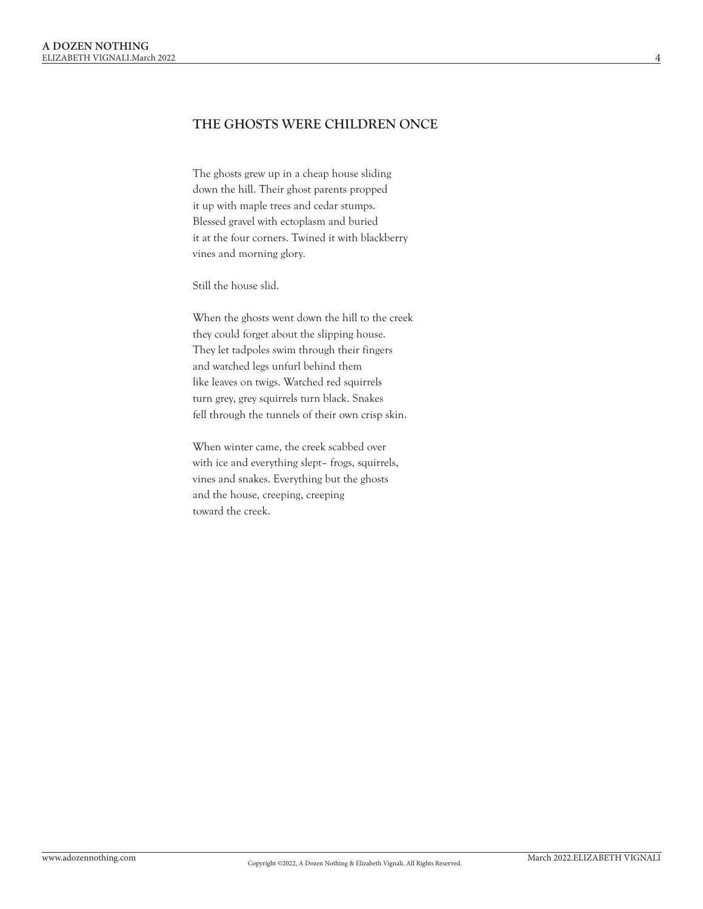## THE GHOSTS WERE CHILDREN ONCE

The ghosts grew up in a cheap house sliding  
down the hill. Their ghost parents propped  
it up with maple trees and cedar stumps.  
Blessed gravel with ectoplasm and buried  
it at the four corners. Twined it with blackberry  
vines and morning glory.

Still the house slid.

When the ghosts went down the hill to the creek  
they could forget about the slipping house.  
They let tadpoles swim through their fingers  
and watched legs unfurl behind them  
like leaves on twigs. Watched red squirrels  
turn grey, grey squirrels turn black. Snakes  
fell through the tunnels of their own crisp skin.

When winter came, the creek scabbed over  
with ice and everything slept– frogs, squirrels,  
vines and snakes. Everything but the ghosts  
and the house, creeping, creeping  
toward the creek.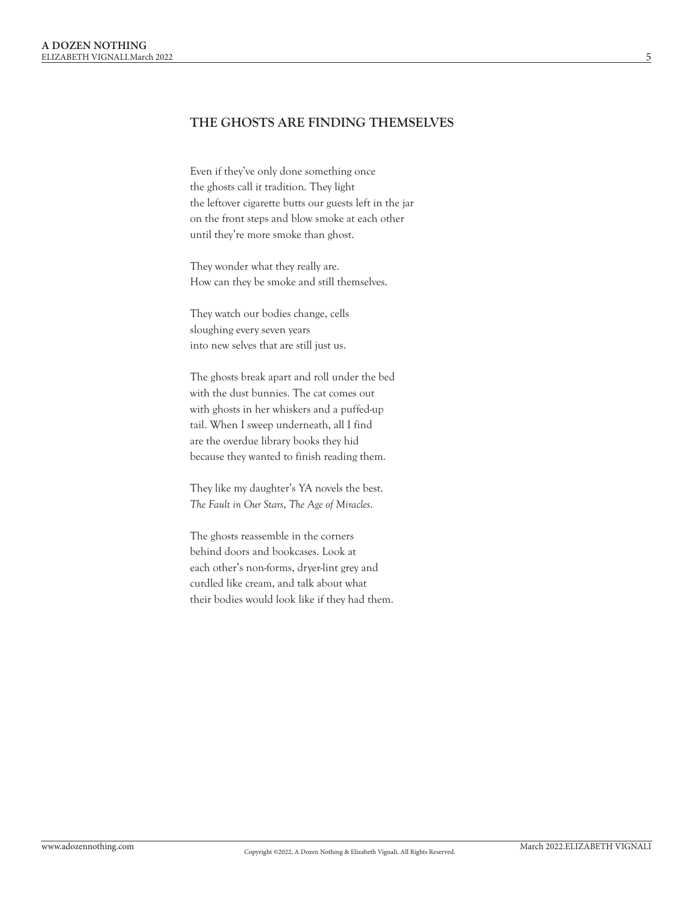## THE GHOSTS ARE FINDING THEMSELVES

Even if they've only done something once  
the ghosts call it tradition. They light  
the leftover cigarette butts our guests left in the jar  
on the front steps and blow smoke at each other  
until they're more smoke than ghost.

They wonder what they really are.  
How can they be smoke and still themselves.

They watch our bodies change, cells  
sloughing every seven years  
into new selves that are still just us.

The ghosts break apart and roll under the bed  
with the dust bunnies. The cat comes out  
with ghosts in her whiskers and a puffed-up  
tail. When I sweep underneath, all I find  
are the overdue library books they hid  
because they wanted to finish reading them.

They like my daughter's YA novels the best.  
*The Fault in Our Stars*, *The Age of Miracles*.

The ghosts reassemble in the corners  
behind doors and bookcases. Look at  
each other's non-forms, dryer-lint grey and  
curdled like cream, and talk about what  
their bodies would look like if they had them.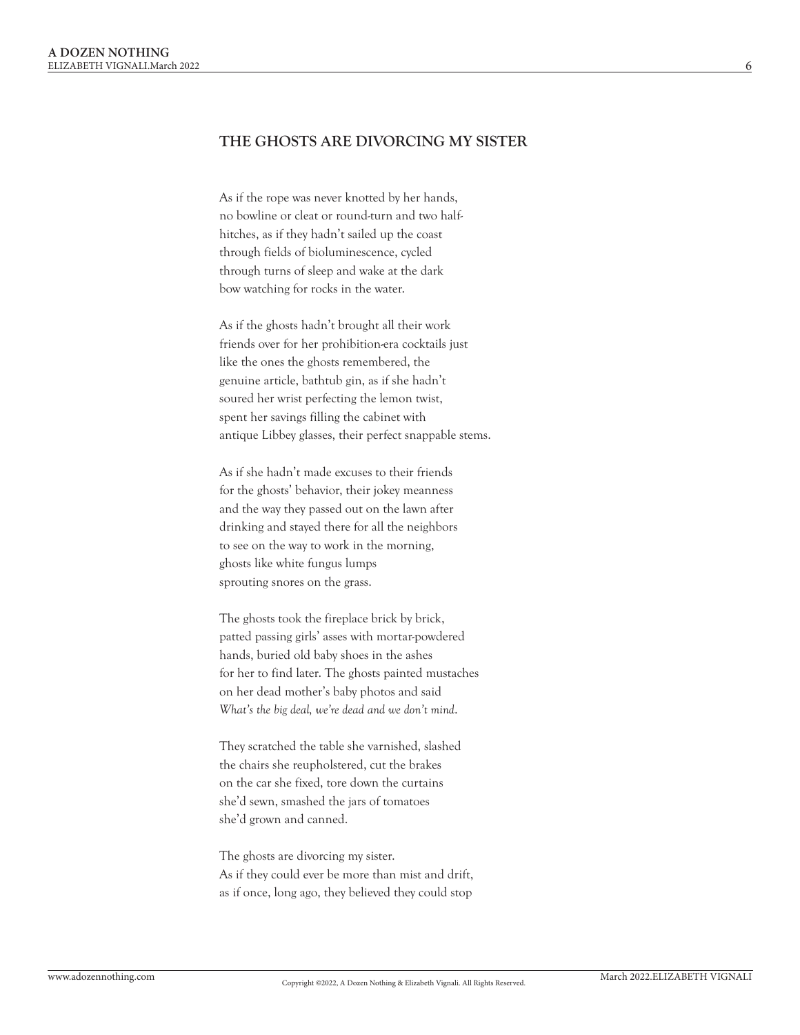## THE GHOSTS ARE DIVORCING MY SISTER

As if the rope was never knotted by her hands,  
no bowline or cleat or round-turn and two half-  
hitches, as if they hadn't sailed up the coast  
through fields of bioluminescence, cycled  
through turns of sleep and wake at the dark  
bow watching for rocks in the water.

As if the ghosts hadn't brought all their work  
friends over for her prohibition-era cocktails just  
like the ones the ghosts remembered, the  
genuine article, bathtub gin, as if she hadn't  
soured her wrist perfecting the lemon twist,  
spent her savings filling the cabinet with  
antique Libbey glasses, their perfect snappable stems.

As if she hadn't made excuses to their friends  
for the ghosts' behavior, their jokey meanness  
and the way they passed out on the lawn after  
drinking and stayed there for all the neighbors  
to see on the way to work in the morning,  
ghosts like white fungus lumps  
sprouting snores on the grass.

The ghosts took the fireplace brick by brick,  
patted passing girls' asses with mortar-powdered  
hands, buried old baby shoes in the ashes  
for her to find later. The ghosts painted mustaches  
on her dead mother's baby photos and said  
*What's the big deal, we're dead and we don't mind.*

They scratched the table she varnished, slashed  
the chairs she reupholstered, cut the brakes  
on the car she fixed, tore down the curtains  
she'd sewn, smashed the jars of tomatoes  
she'd grown and canned.

The ghosts are divorcing my sister.  
As if they could ever be more than mist and drift,  
as if once, long ago, they believed they could stop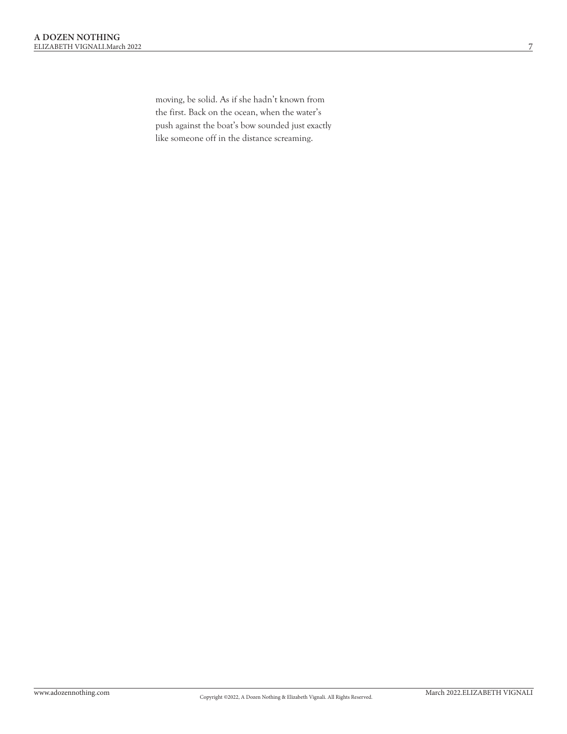moving, be solid. As if she hadn't known from the first. Back on the ocean, when the water's push against the boat's bow sounded just exactly like someone off in the distance screaming.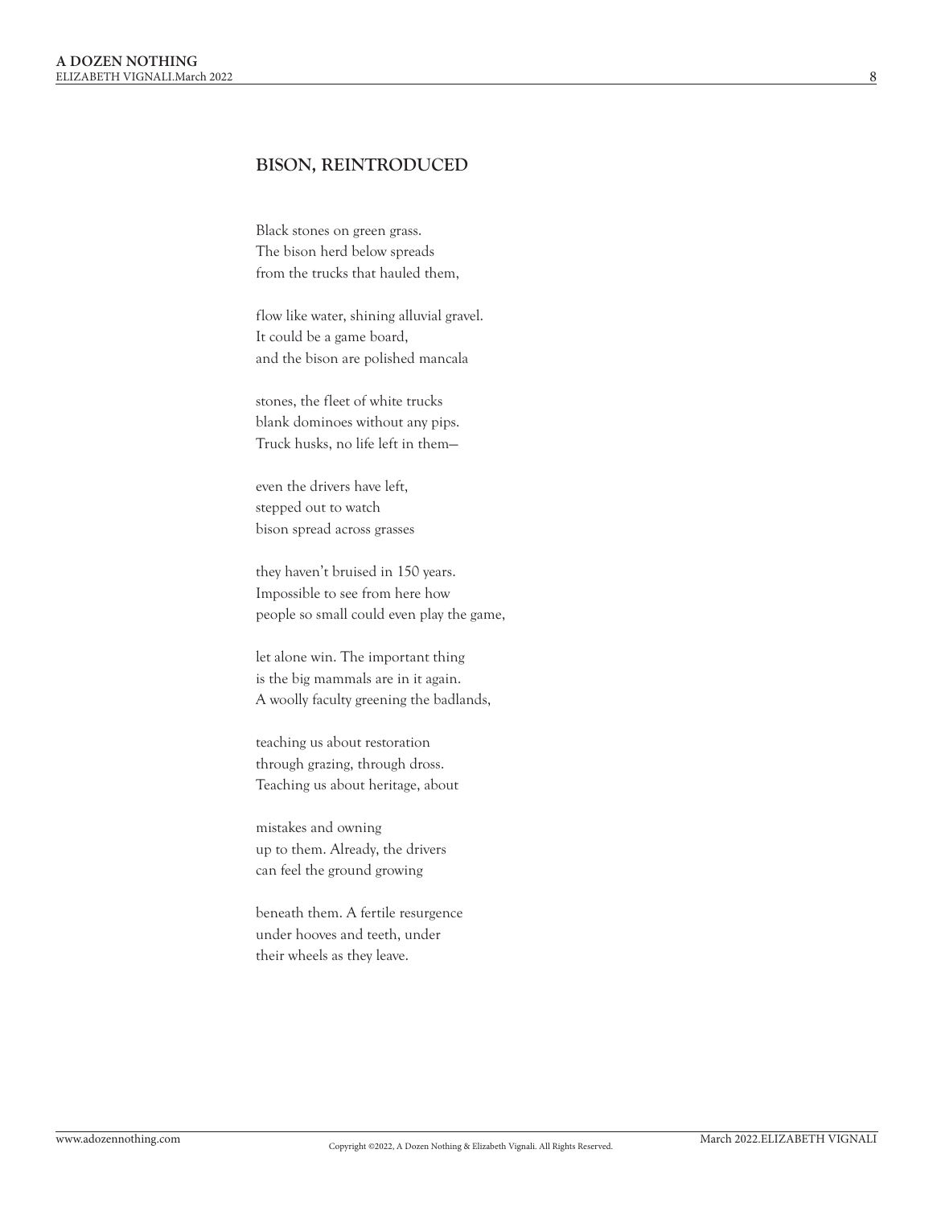## BISON, REINTRODUCED

Black stones on green grass.  
The bison herd below spreads  
from the trucks that hauled them,

flow like water, shining alluvial gravel.  
It could be a game board,  
and the bison are polished mancala

stones, the fleet of white trucks  
blank dominoes without any pips.  
Truck husks, no life left in them—

even the drivers have left,  
stepped out to watch  
bison spread across grasses

they haven't bruised in 150 years.  
Impossible to see from here how  
people so small could even play the game,

let alone win. The important thing  
is the big mammals are in it again.  
A woolly faculty greening the badlands,

teaching us about restoration  
through grazing, through dross.  
Teaching us about heritage, about

mistakes and owning  
up to them. Already, the drivers  
can feel the ground growing

beneath them. A fertile resurgence  
under hooves and teeth, under  
their wheels as they leave.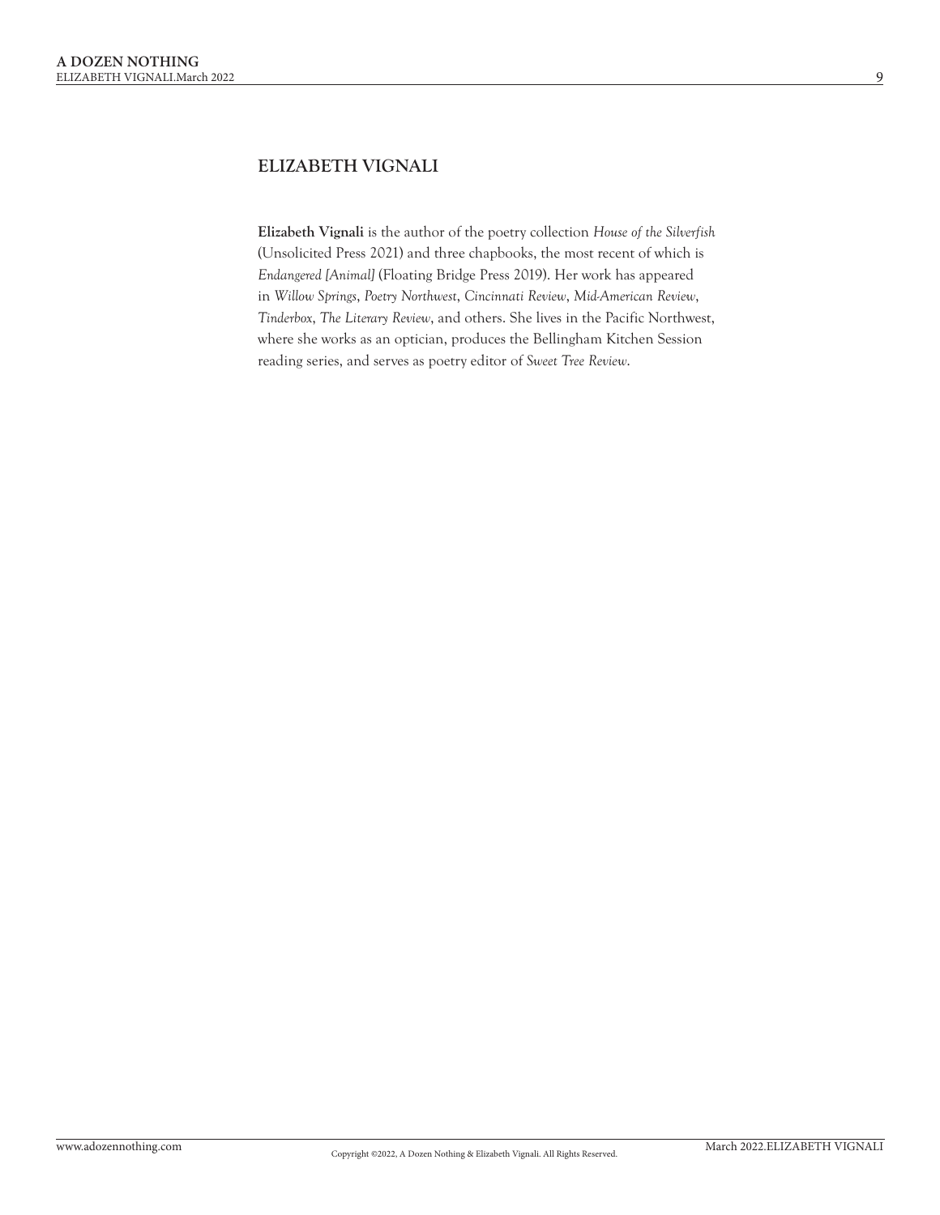## ELIZABETH VIGNALI

**Elizabeth Vignali** is the author of the poetry collection *House of the Silverfish* (Unsolicited Press 2021) and three chapbooks, the most recent of which is *Endangered [Animal]* (Floating Bridge Press 2019). Her work has appeared in *Willow Springs*, *Poetry Northwest*, *Cincinnati Review*, *Mid-American Review*, *Tinderbox*, *The Literary Review*, and others. She lives in the Pacific Northwest, where she works as an optician, produces the Bellingham Kitchen Session reading series, and serves as poetry editor of *Sweet Tree Review*.